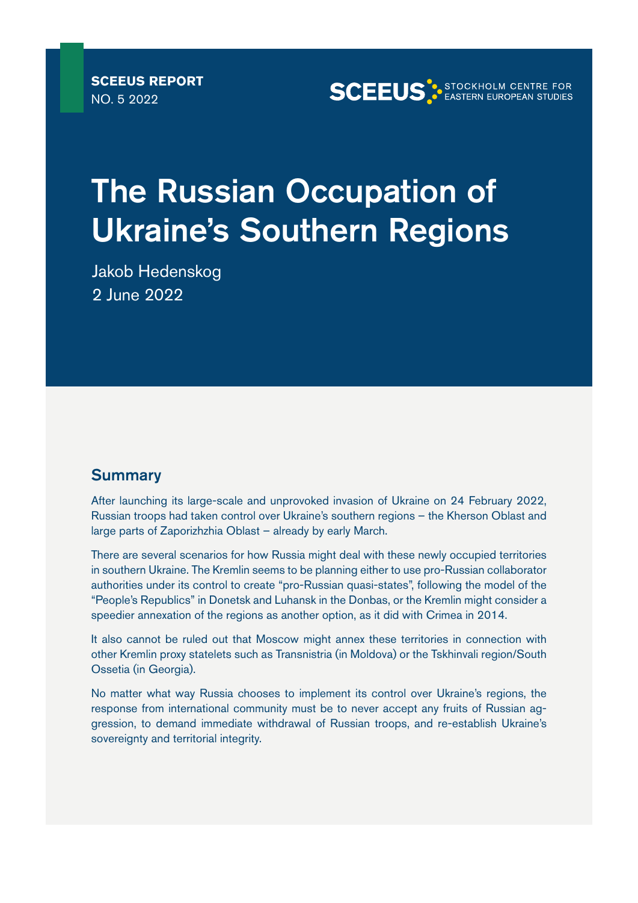**SCEEUS REPORT**
NO. 5 2022

SCEEUS STOCKHOLM CENTRE FOR EASTERN EUROPEAN STUDIES

# The Russian Occupation of Ukraine's Southern Regions

Jakob Hedenskog
2 June 2022

## Summary

After launching its large-scale and unprovoked invasion of Ukraine on 24 February 2022, Russian troops had taken control over Ukraine's southern regions – the Kherson Oblast and large parts of Zaporizhzhia Oblast – already by early March.

There are several scenarios for how Russia might deal with these newly occupied territories in southern Ukraine. The Kremlin seems to be planning either to use pro-Russian collaborator authorities under its control to create "pro-Russian quasi-states", following the model of the "People's Republics" in Donetsk and Luhansk in the Donbas, or the Kremlin might consider a speedier annexation of the regions as another option, as it did with Crimea in 2014.

It also cannot be ruled out that Moscow might annex these territories in connection with other Kremlin proxy statelets such as Transnistria (in Moldova) or the Tskhinvali region/South Ossetia (in Georgia).

No matter what way Russia chooses to implement its control over Ukraine's regions, the response from international community must be to never accept any fruits of Russian aggression, to demand immediate withdrawal of Russian troops, and re-establish Ukraine's sovereignty and territorial integrity.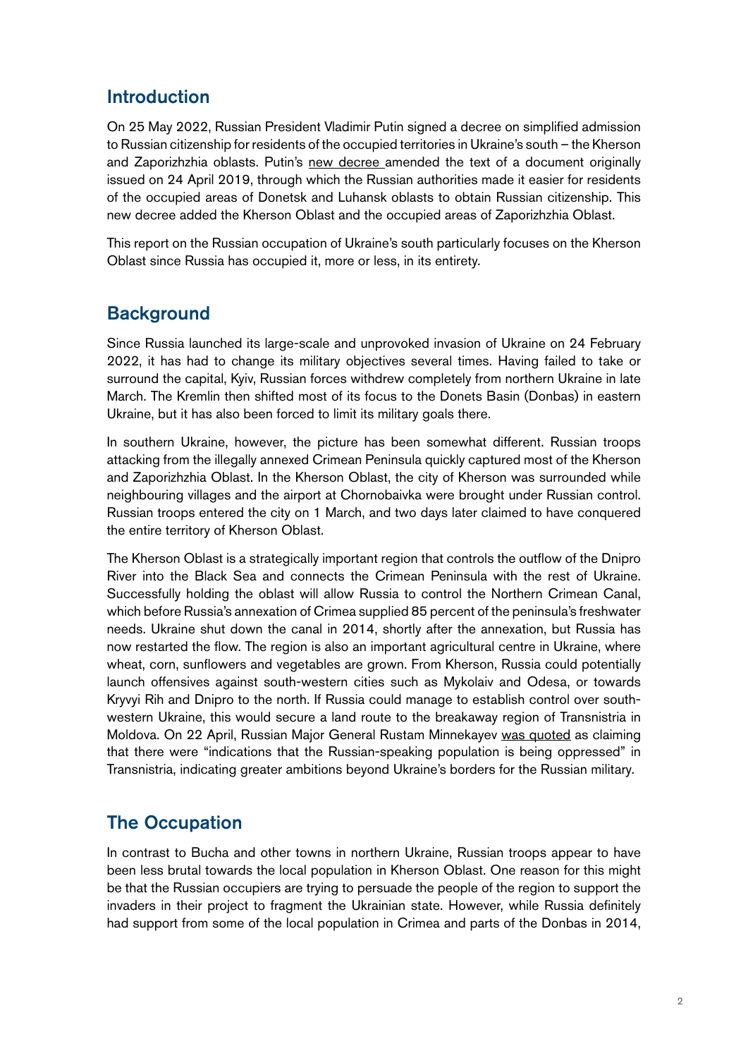## Introduction

On 25 May 2022, Russian President Vladimir Putin signed a decree on simplified admission to Russian citizenship for residents of the occupied territories in Ukraine's south – the Kherson and Zaporizhzhia oblasts. Putin's new decree amended the text of a document originally issued on 24 April 2019, through which the Russian authorities made it easier for residents of the occupied areas of Donetsk and Luhansk oblasts to obtain Russian citizenship. This new decree added the Kherson Oblast and the occupied areas of Zaporizhzhia Oblast.

This report on the Russian occupation of Ukraine's south particularly focuses on the Kherson Oblast since Russia has occupied it, more or less, in its entirety.

## Background

Since Russia launched its large-scale and unprovoked invasion of Ukraine on 24 February 2022, it has had to change its military objectives several times. Having failed to take or surround the capital, Kyiv, Russian forces withdrew completely from northern Ukraine in late March. The Kremlin then shifted most of its focus to the Donets Basin (Donbas) in eastern Ukraine, but it has also been forced to limit its military goals there.

In southern Ukraine, however, the picture has been somewhat different. Russian troops attacking from the illegally annexed Crimean Peninsula quickly captured most of the Kherson and Zaporizhzhia Oblast. In the Kherson Oblast, the city of Kherson was surrounded while neighbouring villages and the airport at Chornobaivka were brought under Russian control. Russian troops entered the city on 1 March, and two days later claimed to have conquered the entire territory of Kherson Oblast.

The Kherson Oblast is a strategically important region that controls the outflow of the Dnipro River into the Black Sea and connects the Crimean Peninsula with the rest of Ukraine. Successfully holding the oblast will allow Russia to control the Northern Crimean Canal, which before Russia's annexation of Crimea supplied 85 percent of the peninsula's freshwater needs. Ukraine shut down the canal in 2014, shortly after the annexation, but Russia has now restarted the flow. The region is also an important agricultural centre in Ukraine, where wheat, corn, sunflowers and vegetables are grown. From Kherson, Russia could potentially launch offensives against south-western cities such as Mykolaiv and Odesa, or towards Kryvyi Rih and Dnipro to the north. If Russia could manage to establish control over south-western Ukraine, this would secure a land route to the breakaway region of Transnistria in Moldova. On 22 April, Russian Major General Rustam Minnekayev was quoted as claiming that there were "indications that the Russian-speaking population is being oppressed" in Transnistria, indicating greater ambitions beyond Ukraine's borders for the Russian military.

## The Occupation

In contrast to Bucha and other towns in northern Ukraine, Russian troops appear to have been less brutal towards the local population in Kherson Oblast. One reason for this might be that the Russian occupiers are trying to persuade the people of the region to support the invaders in their project to fragment the Ukrainian state. However, while Russia definitely had support from some of the local population in Crimea and parts of the Donbas in 2014,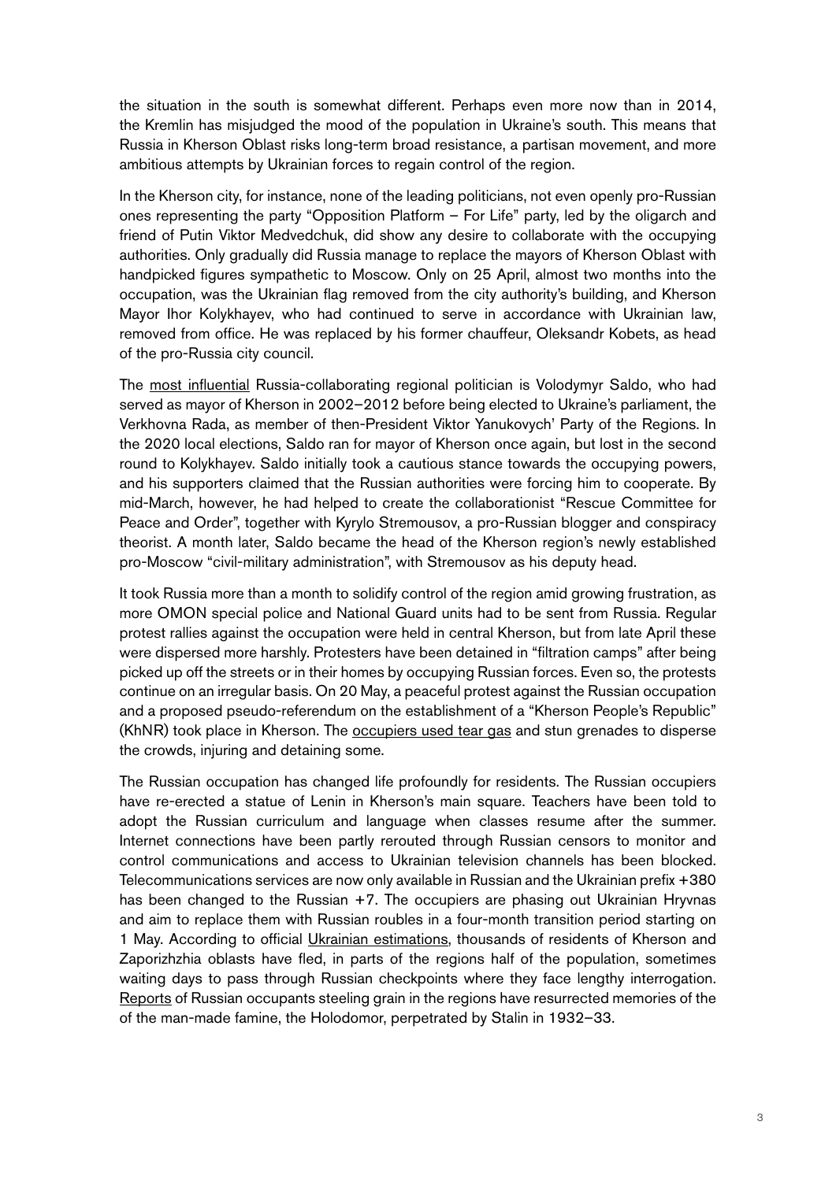the situation in the south is somewhat different. Perhaps even more now than in 2014, the Kremlin has misjudged the mood of the population in Ukraine's south. This means that Russia in Kherson Oblast risks long-term broad resistance, a partisan movement, and more ambitious attempts by Ukrainian forces to regain control of the region.

In the Kherson city, for instance, none of the leading politicians, not even openly pro-Russian ones representing the party "Opposition Platform – For Life" party, led by the oligarch and friend of Putin Viktor Medvedchuk, did show any desire to collaborate with the occupying authorities. Only gradually did Russia manage to replace the mayors of Kherson Oblast with handpicked figures sympathetic to Moscow. Only on 25 April, almost two months into the occupation, was the Ukrainian flag removed from the city authority's building, and Kherson Mayor Ihor Kolykhayev, who had continued to serve in accordance with Ukrainian law, removed from office. He was replaced by his former chauffeur, Oleksandr Kobets, as head of the pro-Russia city council.

The most influential Russia-collaborating regional politician is Volodymyr Saldo, who had served as mayor of Kherson in 2002–2012 before being elected to Ukraine's parliament, the Verkhovna Rada, as member of then-President Viktor Yanukovych' Party of the Regions. In the 2020 local elections, Saldo ran for mayor of Kherson once again, but lost in the second round to Kolykhayev. Saldo initially took a cautious stance towards the occupying powers, and his supporters claimed that the Russian authorities were forcing him to cooperate. By mid-March, however, he had helped to create the collaborationist "Rescue Committee for Peace and Order", together with Kyrylo Stremousov, a pro-Russian blogger and conspiracy theorist. A month later, Saldo became the head of the Kherson region's newly established pro-Moscow "civil-military administration", with Stremousov as his deputy head.

It took Russia more than a month to solidify control of the region amid growing frustration, as more OMON special police and National Guard units had to be sent from Russia. Regular protest rallies against the occupation were held in central Kherson, but from late April these were dispersed more harshly. Protesters have been detained in "filtration camps" after being picked up off the streets or in their homes by occupying Russian forces. Even so, the protests continue on an irregular basis. On 20 May, a peaceful protest against the Russian occupation and a proposed pseudo-referendum on the establishment of a "Kherson People's Republic" (KhNR) took place in Kherson. The occupiers used tear gas and stun grenades to disperse the crowds, injuring and detaining some.

The Russian occupation has changed life profoundly for residents. The Russian occupiers have re-erected a statue of Lenin in Kherson's main square. Teachers have been told to adopt the Russian curriculum and language when classes resume after the summer. Internet connections have been partly rerouted through Russian censors to monitor and control communications and access to Ukrainian television channels has been blocked. Telecommunications services are now only available in Russian and the Ukrainian prefix +380 has been changed to the Russian +7. The occupiers are phasing out Ukrainian Hryvnas and aim to replace them with Russian roubles in a four-month transition period starting on 1 May. According to official Ukrainian estimations, thousands of residents of Kherson and Zaporizhzhia oblasts have fled, in parts of the regions half of the population, sometimes waiting days to pass through Russian checkpoints where they face lengthy interrogation. Reports of Russian occupants steeling grain in the regions have resurrected memories of the of the man-made famine, the Holodomor, perpetrated by Stalin in 1932–33.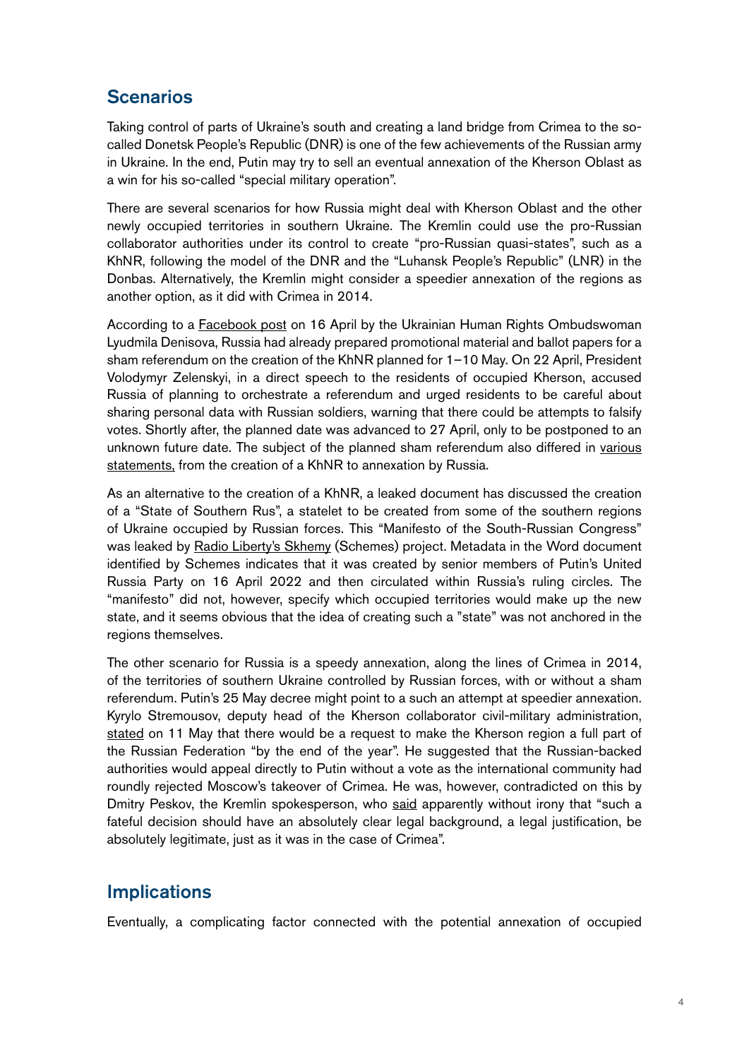## Scenarios

Taking control of parts of Ukraine's south and creating a land bridge from Crimea to the so-called Donetsk People's Republic (DNR) is one of the few achievements of the Russian army in Ukraine. In the end, Putin may try to sell an eventual annexation of the Kherson Oblast as a win for his so-called "special military operation".

There are several scenarios for how Russia might deal with Kherson Oblast and the other newly occupied territories in southern Ukraine. The Kremlin could use the pro-Russian collaborator authorities under its control to create "pro-Russian quasi-states", such as a KhNR, following the model of the DNR and the "Luhansk People's Republic" (LNR) in the Donbas. Alternatively, the Kremlin might consider a speedier annexation of the regions as another option, as it did with Crimea in 2014.

According to a Facebook post on 16 April by the Ukrainian Human Rights Ombudswoman Lyudmila Denisova, Russia had already prepared promotional material and ballot papers for a sham referendum on the creation of the KhNR planned for 1–10 May. On 22 April, President Volodymyr Zelenskyi, in a direct speech to the residents of occupied Kherson, accused Russia of planning to orchestrate a referendum and urged residents to be careful about sharing personal data with Russian soldiers, warning that there could be attempts to falsify votes. Shortly after, the planned date was advanced to 27 April, only to be postponed to an unknown future date. The subject of the planned sham referendum also differed in various statements, from the creation of a KhNR to annexation by Russia.

As an alternative to the creation of a KhNR, a leaked document has discussed the creation of a "State of Southern Rus", a statelet to be created from some of the southern regions of Ukraine occupied by Russian forces. This "Manifesto of the South-Russian Congress" was leaked by Radio Liberty's Skhemy (Schemes) project. Metadata in the Word document identified by Schemes indicates that it was created by senior members of Putin's United Russia Party on 16 April 2022 and then circulated within Russia's ruling circles. The "manifesto" did not, however, specify which occupied territories would make up the new state, and it seems obvious that the idea of creating such a "state" was not anchored in the regions themselves.

The other scenario for Russia is a speedy annexation, along the lines of Crimea in 2014, of the territories of southern Ukraine controlled by Russian forces, with or without a sham referendum. Putin's 25 May decree might point to a such an attempt at speedier annexation. Kyrylo Stremousov, deputy head of the Kherson collaborator civil-military administration, stated on 11 May that there would be a request to make the Kherson region a full part of the Russian Federation "by the end of the year". He suggested that the Russian-backed authorities would appeal directly to Putin without a vote as the international community had roundly rejected Moscow's takeover of Crimea. He was, however, contradicted on this by Dmitry Peskov, the Kremlin spokesperson, who said apparently without irony that "such a fateful decision should have an absolutely clear legal background, a legal justification, be absolutely legitimate, just as it was in the case of Crimea".

## Implications

Eventually, a complicating factor connected with the potential annexation of occupied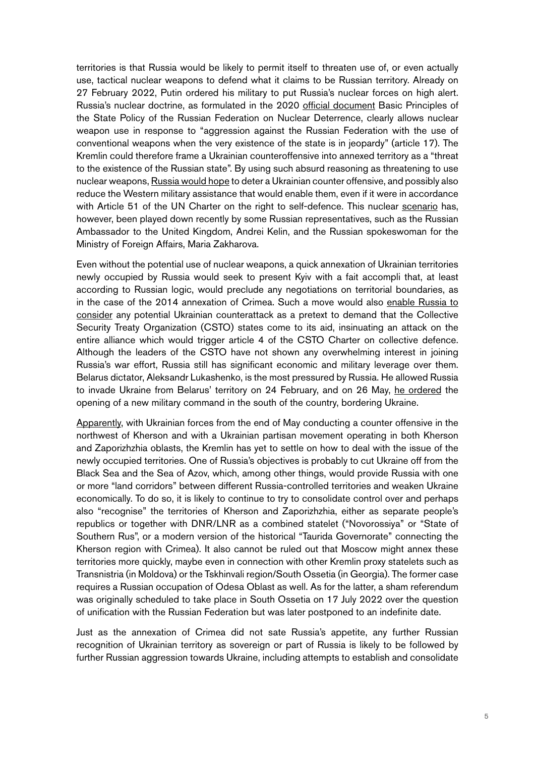territories is that Russia would be likely to permit itself to threaten use of, or even actually use, tactical nuclear weapons to defend what it claims to be Russian territory. Already on 27 February 2022, Putin ordered his military to put Russia's nuclear forces on high alert. Russia's nuclear doctrine, as formulated in the 2020 official document Basic Principles of the State Policy of the Russian Federation on Nuclear Deterrence, clearly allows nuclear weapon use in response to "aggression against the Russian Federation with the use of conventional weapons when the very existence of the state is in jeopardy" (article 17). The Kremlin could therefore frame a Ukrainian counteroffensive into annexed territory as a "threat to the existence of the Russian state". By using such absurd reasoning as threatening to use nuclear weapons, Russia would hope to deter a Ukrainian counter offensive, and possibly also reduce the Western military assistance that would enable them, even if it were in accordance with Article 51 of the UN Charter on the right to self-defence. This nuclear scenario has, however, been played down recently by some Russian representatives, such as the Russian Ambassador to the United Kingdom, Andrei Kelin, and the Russian spokeswoman for the Ministry of Foreign Affairs, Maria Zakharova.

Even without the potential use of nuclear weapons, a quick annexation of Ukrainian territories newly occupied by Russia would seek to present Kyiv with a fait accompli that, at least according to Russian logic, would preclude any negotiations on territorial boundaries, as in the case of the 2014 annexation of Crimea. Such a move would also enable Russia to consider any potential Ukrainian counterattack as a pretext to demand that the Collective Security Treaty Organization (CSTO) states come to its aid, insinuating an attack on the entire alliance which would trigger article 4 of the CSTO Charter on collective defence. Although the leaders of the CSTO have not shown any overwhelming interest in joining Russia's war effort, Russia still has significant economic and military leverage over them. Belarus dictator, Aleksandr Lukashenko, is the most pressured by Russia. He allowed Russia to invade Ukraine from Belarus' territory on 24 February, and on 26 May, he ordered the opening of a new military command in the south of the country, bordering Ukraine.

Apparently, with Ukrainian forces from the end of May conducting a counter offensive in the northwest of Kherson and with a Ukrainian partisan movement operating in both Kherson and Zaporizhzhia oblasts, the Kremlin has yet to settle on how to deal with the issue of the newly occupied territories. One of Russia's objectives is probably to cut Ukraine off from the Black Sea and the Sea of Azov, which, among other things, would provide Russia with one or more "land corridors" between different Russia-controlled territories and weaken Ukraine economically. To do so, it is likely to continue to try to consolidate control over and perhaps also "recognise" the territories of Kherson and Zaporizhzhia, either as separate people's republics or together with DNR/LNR as a combined statelet ("Novorossiya" or "State of Southern Rus", or a modern version of the historical "Taurida Governorate" connecting the Kherson region with Crimea). It also cannot be ruled out that Moscow might annex these territories more quickly, maybe even in connection with other Kremlin proxy statelets such as Transnistria (in Moldova) or the Tskhinvali region/South Ossetia (in Georgia). The former case requires a Russian occupation of Odesa Oblast as well. As for the latter, a sham referendum was originally scheduled to take place in South Ossetia on 17 July 2022 over the question of unification with the Russian Federation but was later postponed to an indefinite date.

Just as the annexation of Crimea did not sate Russia's appetite, any further Russian recognition of Ukrainian territory as sovereign or part of Russia is likely to be followed by further Russian aggression towards Ukraine, including attempts to establish and consolidate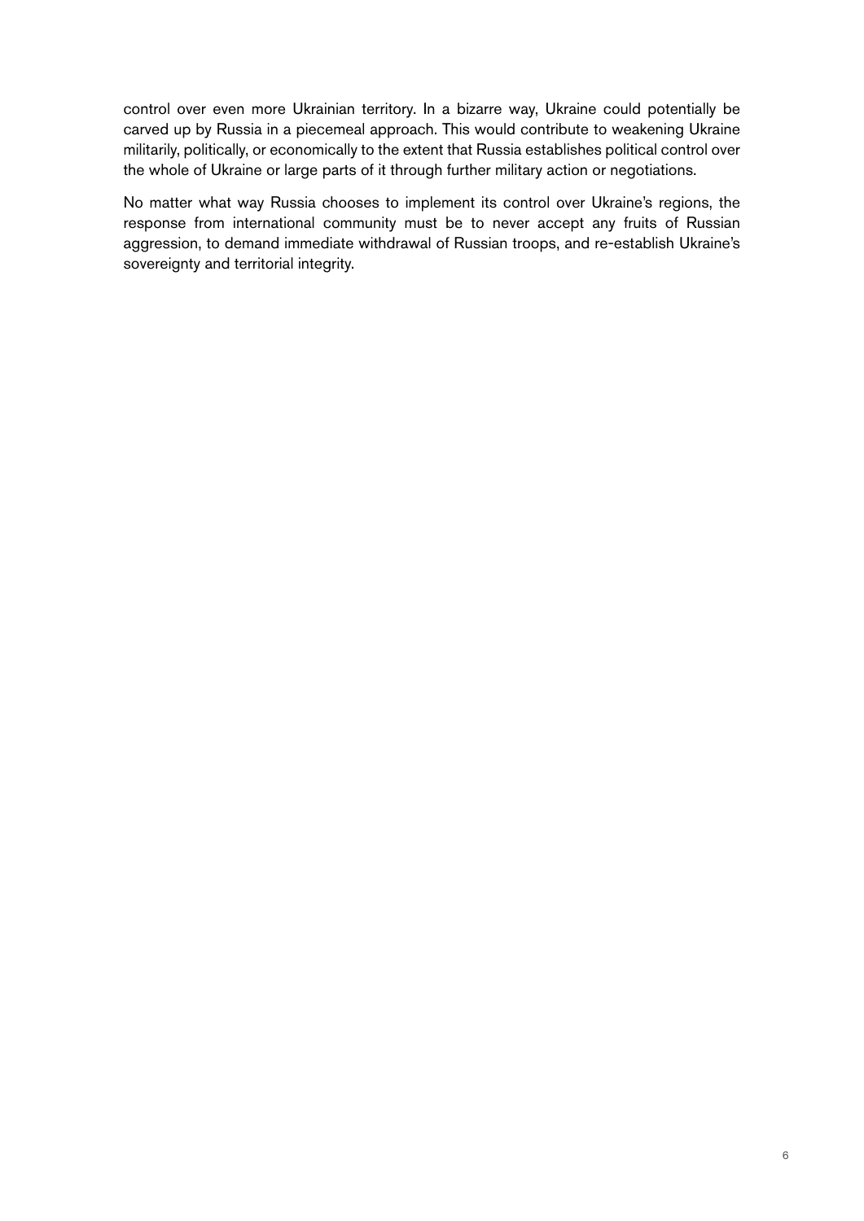control over even more Ukrainian territory. In a bizarre way, Ukraine could potentially be carved up by Russia in a piecemeal approach. This would contribute to weakening Ukraine militarily, politically, or economically to the extent that Russia establishes political control over the whole of Ukraine or large parts of it through further military action or negotiations.

No matter what way Russia chooses to implement its control over Ukraine's regions, the response from international community must be to never accept any fruits of Russian aggression, to demand immediate withdrawal of Russian troops, and re-establish Ukraine's sovereignty and territorial integrity.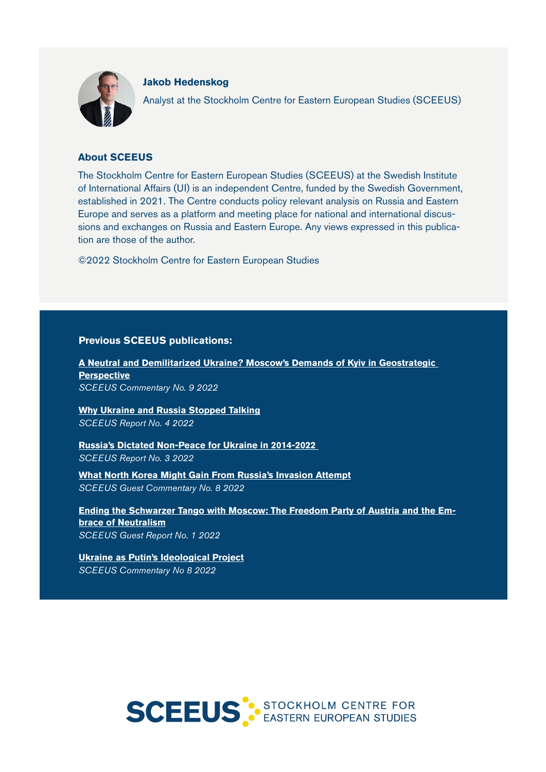**Jakob Hedenskog**

Analyst at the Stockholm Centre for Eastern European Studies (SCEEUS)

## About SCEEUS

The Stockholm Centre for Eastern European Studies (SCEEUS) at the Swedish Institute of International Affairs (UI) is an independent Centre, funded by the Swedish Government, established in 2021. The Centre conducts policy relevant analysis on Russia and Eastern Europe and serves as a platform and meeting place for national and international discussions and exchanges on Russia and Eastern Europe. Any views expressed in this publication are those of the author.

©2022 Stockholm Centre for Eastern European Studies

## Previous SCEEUS publications:

**A Neutral and Demilitarized Ukraine? Moscow's Demands of Kyiv in Geostrategic Perspective**
*SCEEUS Commentary No. 9 2022*

**Why Ukraine and Russia Stopped Talking**
*SCEEUS Report No. 4 2022*

**Russia's Dictated Non-Peace for Ukraine in 2014-2022**
*SCEEUS Report No. 3 2022*

**What North Korea Might Gain From Russia's Invasion Attempt**
*SCEEUS Guest Commentary No. 8 2022*

**Ending the Schwarzer Tango with Moscow: The Freedom Party of Austria and the Embrace of Neutralism**
*SCEEUS Guest Report No. 1 2022*

**Ukraine as Putin's Ideological Project**
*SCEEUS Commentary No 8 2022*

SCEEUS STOCKHOLM CENTRE FOR EASTERN EUROPEAN STUDIES